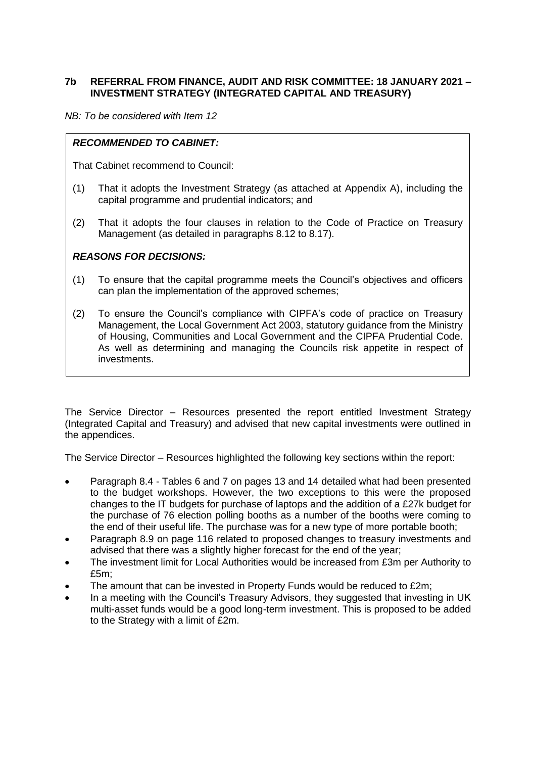## 7b REFERRAL FROM FINANCE, AUDIT AND RISK COMMITTEE: 18 JANUARY 2021 – INVESTMENT STRATEGY (INTEGRATED CAPITAL AND TREASURY)

*NB: To be considered with Item 12*

***RECOMMENDED TO CABINET:***

That Cabinet recommend to Council:

(1) That it adopts the Investment Strategy (as attached at Appendix A), including the capital programme and prudential indicators; and

(2) That it adopts the four clauses in relation to the Code of Practice on Treasury Management (as detailed in paragraphs 8.12 to 8.17).

***REASONS FOR DECISIONS:***

(1) To ensure that the capital programme meets the Council's objectives and officers can plan the implementation of the approved schemes;

(2) To ensure the Council's compliance with CIPFA's code of practice on Treasury Management, the Local Government Act 2003, statutory guidance from the Ministry of Housing, Communities and Local Government and the CIPFA Prudential Code. As well as determining and managing the Councils risk appetite in respect of investments.

The Service Director – Resources presented the report entitled Investment Strategy (Integrated Capital and Treasury) and advised that new capital investments were outlined in the appendices.

The Service Director – Resources highlighted the following key sections within the report:

- Paragraph 8.4 - Tables 6 and 7 on pages 13 and 14 detailed what had been presented to the budget workshops. However, the two exceptions to this were the proposed changes to the IT budgets for purchase of laptops and the addition of a £27k budget for the purchase of 76 election polling booths as a number of the booths were coming to the end of their useful life. The purchase was for a new type of more portable booth;
- Paragraph 8.9 on page 116 related to proposed changes to treasury investments and advised that there was a slightly higher forecast for the end of the year;
- The investment limit for Local Authorities would be increased from £3m per Authority to £5m;
- The amount that can be invested in Property Funds would be reduced to £2m;
- In a meeting with the Council's Treasury Advisors, they suggested that investing in UK multi-asset funds would be a good long-term investment. This is proposed to be added to the Strategy with a limit of £2m.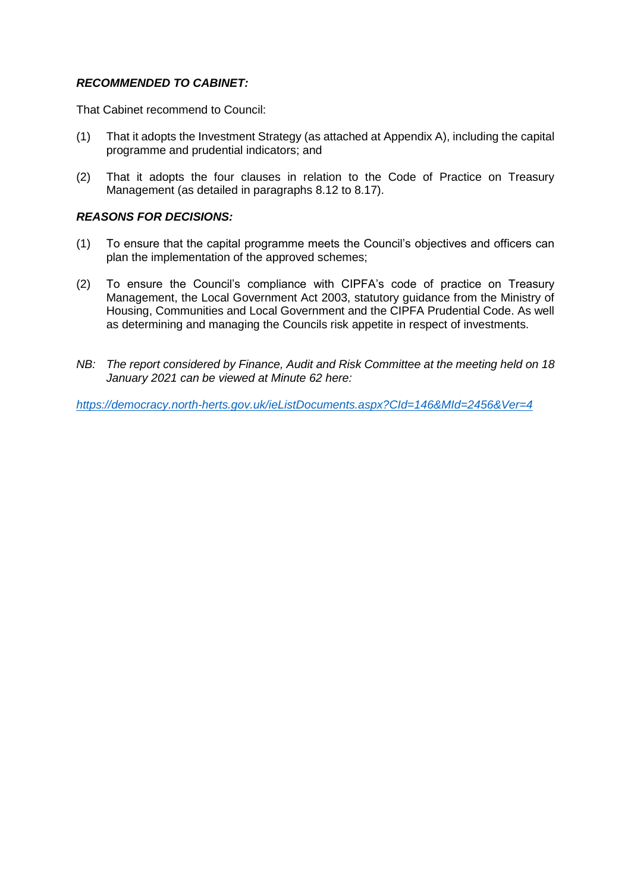***RECOMMENDED TO CABINET:***

That Cabinet recommend to Council:

(1) That it adopts the Investment Strategy (as attached at Appendix A), including the capital programme and prudential indicators; and

(2) That it adopts the four clauses in relation to the Code of Practice on Treasury Management (as detailed in paragraphs 8.12 to 8.17).

***REASONS FOR DECISIONS:***

(1) To ensure that the capital programme meets the Council's objectives and officers can plan the implementation of the approved schemes;

(2) To ensure the Council's compliance with CIPFA's code of practice on Treasury Management, the Local Government Act 2003, statutory guidance from the Ministry of Housing, Communities and Local Government and the CIPFA Prudential Code. As well as determining and managing the Councils risk appetite in respect of investments.

*NB: The report considered by Finance, Audit and Risk Committee at the meeting held on 18 January 2021 can be viewed at Minute 62 here:*

*https://democracy.north-herts.gov.uk/ieListDocuments.aspx?CId=146&MId=2456&Ver=4*